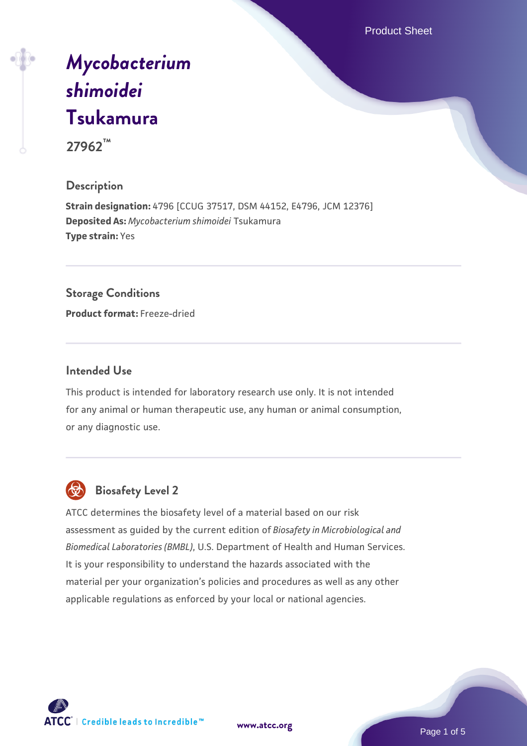# *Mycobacterium shimoidei* Tsukamura

**27962™**

## Description

**Strain designation:** 4796 [CCUG 37517, DSM 44152, E4796, JCM 12376]
**Deposited As:** *Mycobacterium shimoidei* Tsukamura
**Type strain:** Yes

## Storage Conditions

**Product format:** Freeze-dried

## Intended Use

This product is intended for laboratory research use only. It is not intended for any animal or human therapeutic use, any human or animal consumption, or any diagnostic use.

## Biosafety Level 2

ATCC determines the biosafety level of a material based on our risk assessment as guided by the current edition of *Biosafety in Microbiological and Biomedical Laboratories (BMBL)*, U.S. Department of Health and Human Services. It is your responsibility to understand the hazards associated with the material per your organization's policies and procedures as well as any other applicable regulations as enforced by your local or national agencies.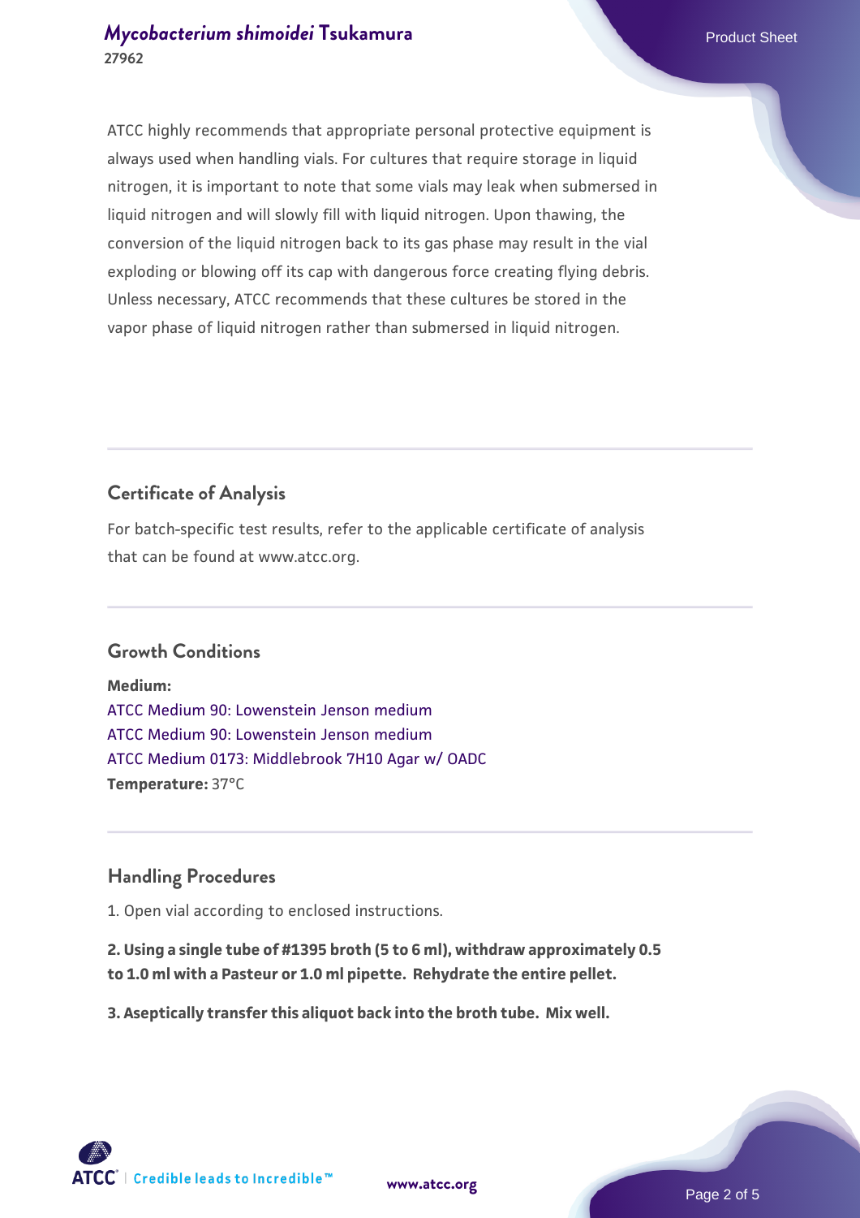ATCC highly recommends that appropriate personal protective equipment is always used when handling vials. For cultures that require storage in liquid nitrogen, it is important to note that some vials may leak when submersed in liquid nitrogen and will slowly fill with liquid nitrogen. Upon thawing, the conversion of the liquid nitrogen back to its gas phase may result in the vial exploding or blowing off its cap with dangerous force creating flying debris. Unless necessary, ATCC recommends that these cultures be stored in the vapor phase of liquid nitrogen rather than submersed in liquid nitrogen.

## Certificate of Analysis

For batch-specific test results, refer to the applicable certificate of analysis that can be found at www.atcc.org.

## Growth Conditions

**Medium:**
ATCC Medium 90: Lowenstein Jenson medium
ATCC Medium 90: Lowenstein Jenson medium
ATCC Medium 0173: Middlebrook 7H10 Agar w/ OADC
**Temperature:** 37°C

## Handling Procedures

1. Open vial according to enclosed instructions.

**2. Using a single tube of #1395 broth (5 to 6 ml), withdraw approximately 0.5 to 1.0 ml with a Pasteur or 1.0 ml pipette. Rehydrate the entire pellet.**

**3. Aseptically transfer this aliquot back into the broth tube. Mix well.**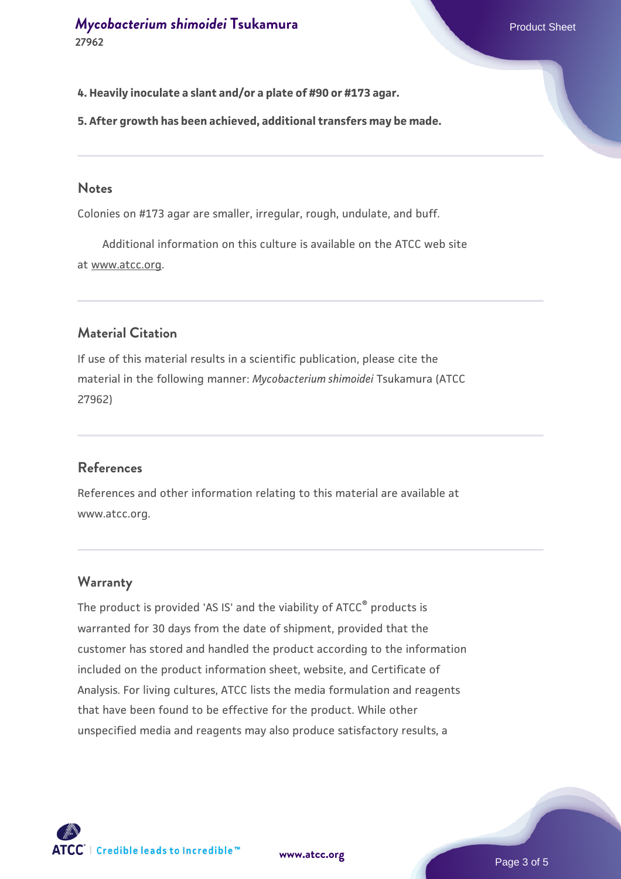**4. Heavily inoculate a slant and/or a plate of #90 or #173 agar.**

**5. After growth has been achieved, additional transfers may be made.**

## Notes

Colonies on #173 agar are smaller, irregular, rough, undulate, and buff.

Additional information on this culture is available on the ATCC web site at www.atcc.org.

## Material Citation

If use of this material results in a scientific publication, please cite the material in the following manner: *Mycobacterium shimoidei* Tsukamura (ATCC 27962)

## References

References and other information relating to this material are available at www.atcc.org.

## Warranty

The product is provided 'AS IS' and the viability of ATCC® products is warranted for 30 days from the date of shipment, provided that the customer has stored and handled the product according to the information included on the product information sheet, website, and Certificate of Analysis. For living cultures, ATCC lists the media formulation and reagents that have been found to be effective for the product. While other unspecified media and reagents may also produce satisfactory results, a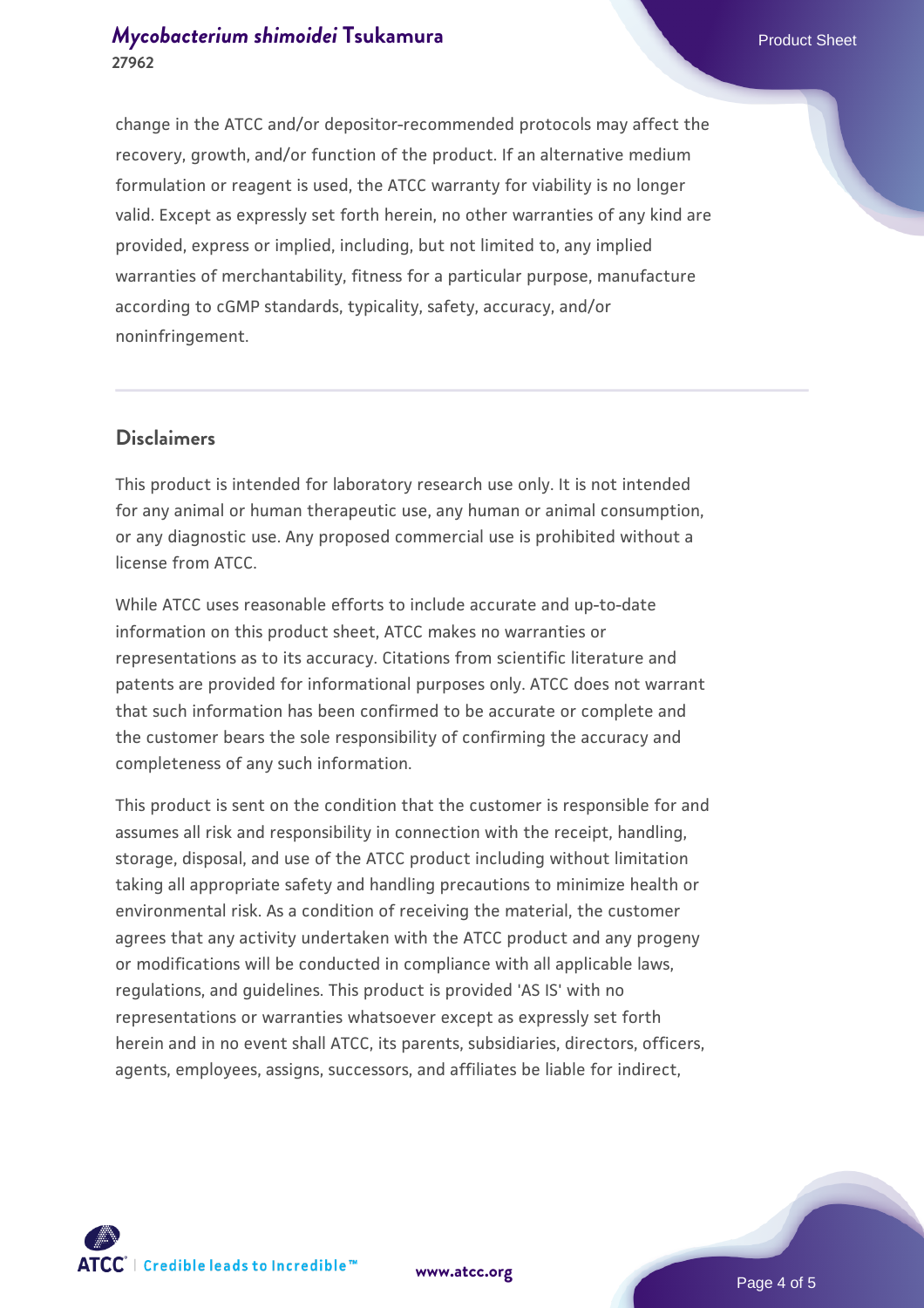change in the ATCC and/or depositor-recommended protocols may affect the recovery, growth, and/or function of the product. If an alternative medium formulation or reagent is used, the ATCC warranty for viability is no longer valid. Except as expressly set forth herein, no other warranties of any kind are provided, express or implied, including, but not limited to, any implied warranties of merchantability, fitness for a particular purpose, manufacture according to cGMP standards, typicality, safety, accuracy, and/or noninfringement.

## Disclaimers

This product is intended for laboratory research use only. It is not intended for any animal or human therapeutic use, any human or animal consumption, or any diagnostic use. Any proposed commercial use is prohibited without a license from ATCC.

While ATCC uses reasonable efforts to include accurate and up-to-date information on this product sheet, ATCC makes no warranties or representations as to its accuracy. Citations from scientific literature and patents are provided for informational purposes only. ATCC does not warrant that such information has been confirmed to be accurate or complete and the customer bears the sole responsibility of confirming the accuracy and completeness of any such information.

This product is sent on the condition that the customer is responsible for and assumes all risk and responsibility in connection with the receipt, handling, storage, disposal, and use of the ATCC product including without limitation taking all appropriate safety and handling precautions to minimize health or environmental risk. As a condition of receiving the material, the customer agrees that any activity undertaken with the ATCC product and any progeny or modifications will be conducted in compliance with all applicable laws, regulations, and guidelines. This product is provided 'AS IS' with no representations or warranties whatsoever except as expressly set forth herein and in no event shall ATCC, its parents, subsidiaries, directors, officers, agents, employees, assigns, successors, and affiliates be liable for indirect,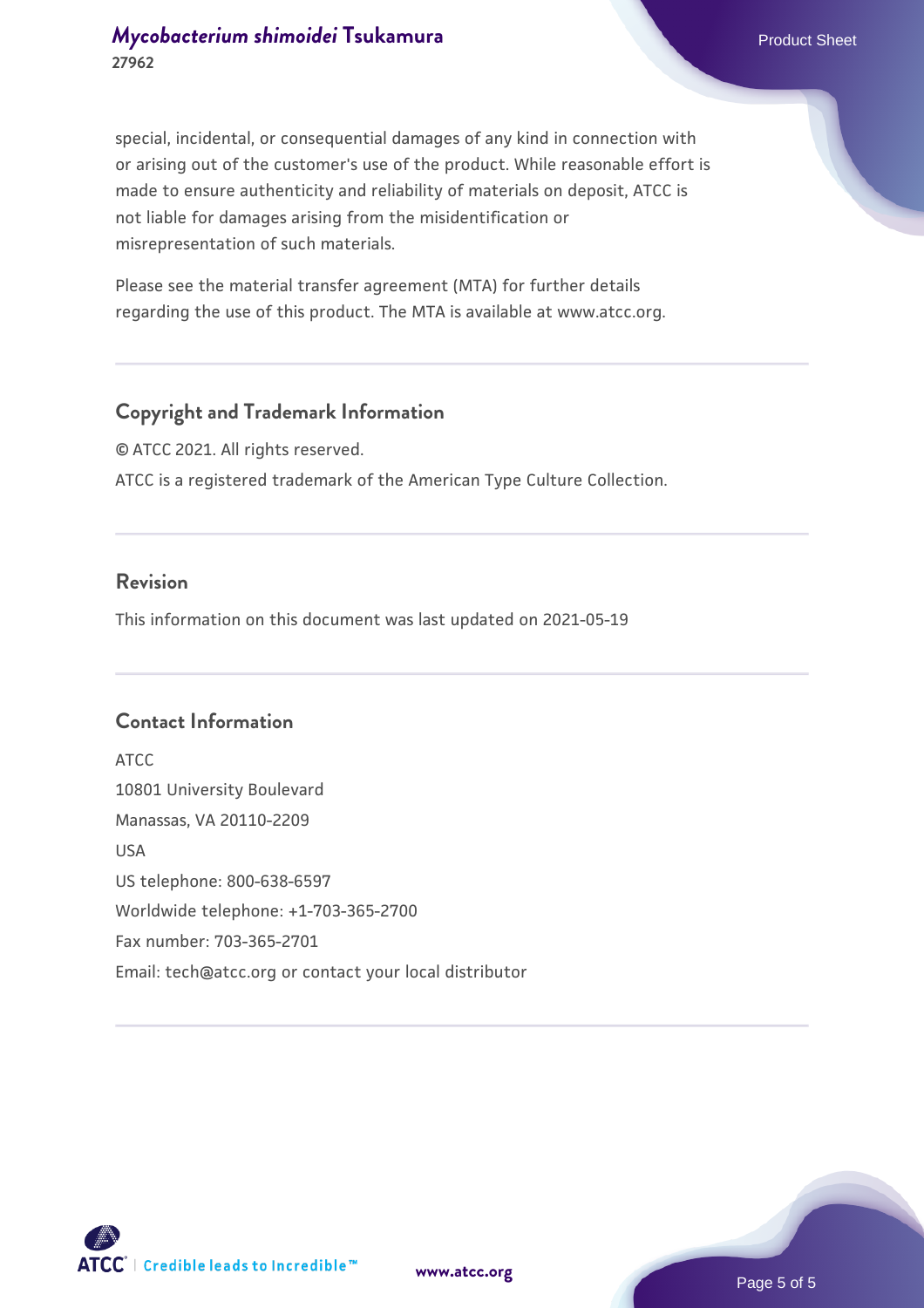special, incidental, or consequential damages of any kind in connection with or arising out of the customer's use of the product. While reasonable effort is made to ensure authenticity and reliability of materials on deposit, ATCC is not liable for damages arising from the misidentification or misrepresentation of such materials.

Please see the material transfer agreement (MTA) for further details regarding the use of this product. The MTA is available at www.atcc.org.

## Copyright and Trademark Information

© ATCC 2021. All rights reserved.

ATCC is a registered trademark of the American Type Culture Collection.

## Revision

This information on this document was last updated on 2021-05-19

## Contact Information

ATCC
10801 University Boulevard
Manassas, VA 20110-2209
USA
US telephone: 800-638-6597
Worldwide telephone: +1-703-365-2700
Fax number: 703-365-2701
Email: tech@atcc.org or contact your local distributor